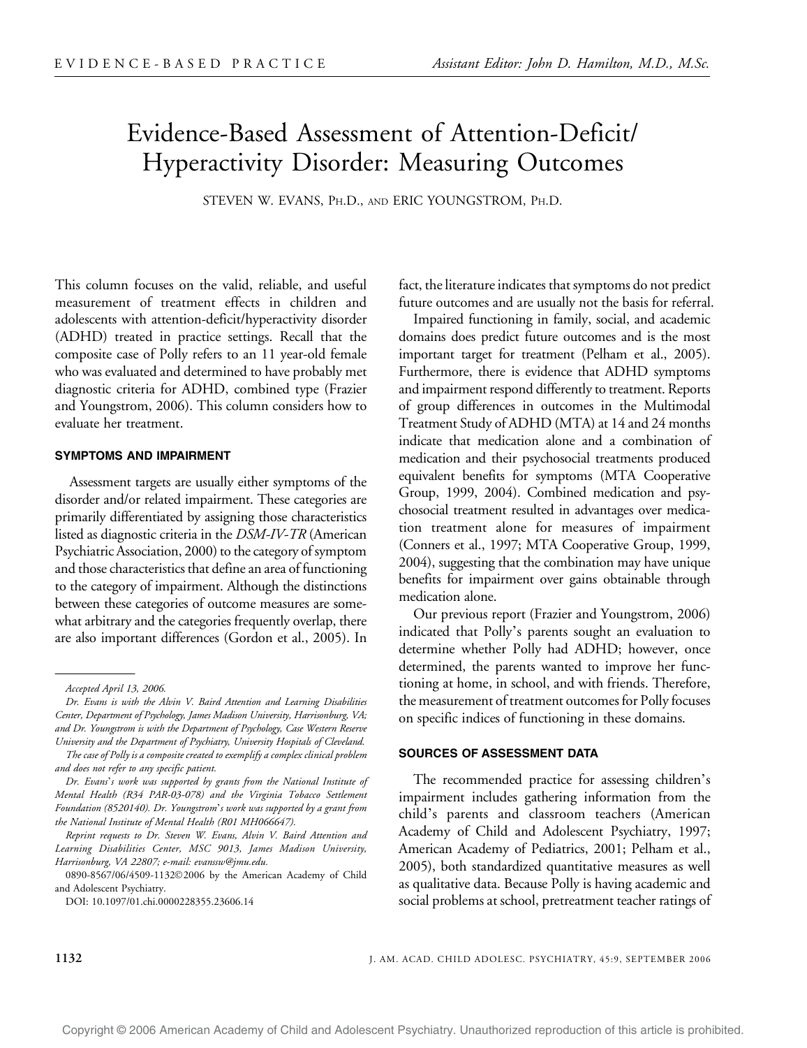# Evidence-Based Assessment of Attention-Deficit/Hyperactivity Disorder: Measuring Outcomes

STEVEN W. EVANS, PH.D., AND ERIC YOUNGSTROM, PH.D.

This column focuses on the valid, reliable, and useful measurement of treatment effects in children and adolescents with attention-deficit/hyperactivity disorder (ADHD) treated in practice settings. Recall that the composite case of Polly refers to an 11 year-old female who was evaluated and determined to have probably met diagnostic criteria for ADHD, combined type (Frazier and Youngstrom, 2006). This column considers how to evaluate her treatment.

## SYMPTOMS AND IMPAIRMENT

Assessment targets are usually either symptoms of the disorder and/or related impairment. These categories are primarily differentiated by assigning those characteristics listed as diagnostic criteria in the *DSM-IV-TR* (American Psychiatric Association, 2000) to the category of symptom and those characteristics that define an area of functioning to the category of impairment. Although the distinctions between these categories of outcome measures are somewhat arbitrary and the categories frequently overlap, there are also important differences (Gordon et al., 2005). In fact, the literature indicates that symptoms do not predict future outcomes and are usually not the basis for referral.

Impaired functioning in family, social, and academic domains does predict future outcomes and is the most important target for treatment (Pelham et al., 2005). Furthermore, there is evidence that ADHD symptoms and impairment respond differently to treatment. Reports of group differences in outcomes in the Multimodal Treatment Study of ADHD (MTA) at 14 and 24 months indicate that medication alone and a combination of medication and their psychosocial treatments produced equivalent benefits for symptoms (MTA Cooperative Group, 1999, 2004). Combined medication and psychosocial treatment resulted in advantages over medication treatment alone for measures of impairment (Conners et al., 1997; MTA Cooperative Group, 1999, 2004), suggesting that the combination may have unique benefits for impairment over gains obtainable through medication alone.

Our previous report (Frazier and Youngstrom, 2006) indicated that Polly's parents sought an evaluation to determine whether Polly had ADHD; however, once determined, the parents wanted to improve her functioning at home, in school, and with friends. Therefore, the measurement of treatment outcomes for Polly focuses on specific indices of functioning in these domains.

## SOURCES OF ASSESSMENT DATA

The recommended practice for assessing children's impairment includes gathering information from the child's parents and classroom teachers (American Academy of Child and Adolescent Psychiatry, 1997; American Academy of Pediatrics, 2001; Pelham et al., 2005), both standardized quantitative measures as well as qualitative data. Because Polly is having academic and social problems at school, pretreatment teacher ratings of

---

*Accepted April 13, 2006.*

*Dr. Evans is with the Alvin V. Baird Attention and Learning Disabilities Center, Department of Psychology, James Madison University, Harrisonburg, VA; and Dr. Youngstrom is with the Department of Psychology, Case Western Reserve University and the Department of Psychiatry, University Hospitals of Cleveland.*

*The case of Polly is a composite created to exemplify a complex clinical problem and does not refer to any specific patient.*

*Dr. Evans's work was supported by grants from the National Institute of Mental Health (R34 PAR-03-078) and the Virginia Tobacco Settlement Foundation (8520140). Dr. Youngstrom's work was supported by a grant from the National Institute of Mental Health (R01 MH066647).*

*Reprint requests to Dr. Steven W. Evans, Alvin V. Baird Attention and Learning Disabilities Center, MSC 9013, James Madison University, Harrisonburg, VA 22807; e-mail: evanssw@jmu.edu.*

0890-8567/06/4509-1132©2006 by the American Academy of Child and Adolescent Psychiatry.

DOI: 10.1097/01.chi.0000228355.23606.14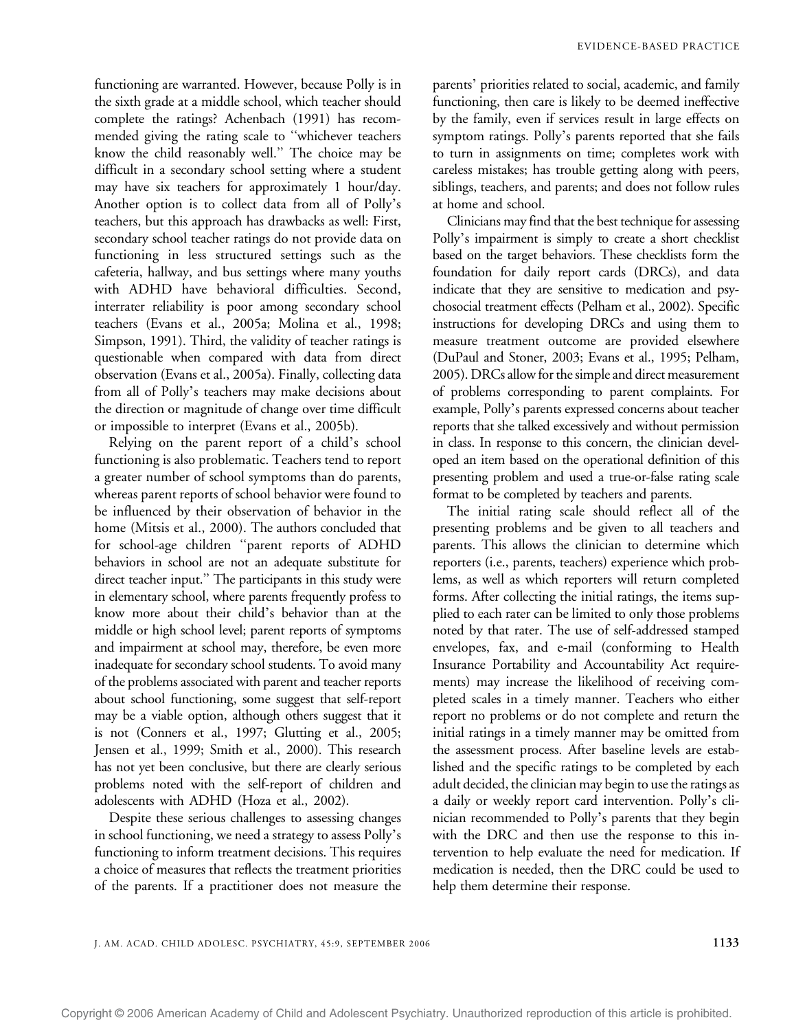functioning are warranted. However, because Polly is in the sixth grade at a middle school, which teacher should complete the ratings? Achenbach (1991) has recommended giving the rating scale to "whichever teachers know the child reasonably well." The choice may be difficult in a secondary school setting where a student may have six teachers for approximately 1 hour/day. Another option is to collect data from all of Polly's teachers, but this approach has drawbacks as well: First, secondary school teacher ratings do not provide data on functioning in less structured settings such as the cafeteria, hallway, and bus settings where many youths with ADHD have behavioral difficulties. Second, interrater reliability is poor among secondary school teachers (Evans et al., 2005a; Molina et al., 1998; Simpson, 1991). Third, the validity of teacher ratings is questionable when compared with data from direct observation (Evans et al., 2005a). Finally, collecting data from all of Polly's teachers may make decisions about the direction or magnitude of change over time difficult or impossible to interpret (Evans et al., 2005b).

Relying on the parent report of a child's school functioning is also problematic. Teachers tend to report a greater number of school symptoms than do parents, whereas parent reports of school behavior were found to be influenced by their observation of behavior in the home (Mitsis et al., 2000). The authors concluded that for school-age children "parent reports of ADHD behaviors in school are not an adequate substitute for direct teacher input." The participants in this study were in elementary school, where parents frequently profess to know more about their child's behavior than at the middle or high school level; parent reports of symptoms and impairment at school may, therefore, be even more inadequate for secondary school students. To avoid many of the problems associated with parent and teacher reports about school functioning, some suggest that self-report may be a viable option, although others suggest that it is not (Conners et al., 1997; Glutting et al., 2005; Jensen et al., 1999; Smith et al., 2000). This research has not yet been conclusive, but there are clearly serious problems noted with the self-report of children and adolescents with ADHD (Hoza et al., 2002).

Despite these serious challenges to assessing changes in school functioning, we need a strategy to assess Polly's functioning to inform treatment decisions. This requires a choice of measures that reflects the treatment priorities of the parents. If a practitioner does not measure the parents' priorities related to social, academic, and family functioning, then care is likely to be deemed ineffective by the family, even if services result in large effects on symptom ratings. Polly's parents reported that she fails to turn in assignments on time; completes work with careless mistakes; has trouble getting along with peers, siblings, teachers, and parents; and does not follow rules at home and school.

Clinicians may find that the best technique for assessing Polly's impairment is simply to create a short checklist based on the target behaviors. These checklists form the foundation for daily report cards (DRCs), and data indicate that they are sensitive to medication and psychosocial treatment effects (Pelham et al., 2002). Specific instructions for developing DRCs and using them to measure treatment outcome are provided elsewhere (DuPaul and Stoner, 2003; Evans et al., 1995; Pelham, 2005). DRCs allow for the simple and direct measurement of problems corresponding to parent complaints. For example, Polly's parents expressed concerns about teacher reports that she talked excessively and without permission in class. In response to this concern, the clinician developed an item based on the operational definition of this presenting problem and used a true-or-false rating scale format to be completed by teachers and parents.

The initial rating scale should reflect all of the presenting problems and be given to all teachers and parents. This allows the clinician to determine which reporters (i.e., parents, teachers) experience which problems, as well as which reporters will return completed forms. After collecting the initial ratings, the items supplied to each rater can be limited to only those problems noted by that rater. The use of self-addressed stamped envelopes, fax, and e-mail (conforming to Health Insurance Portability and Accountability Act requirements) may increase the likelihood of receiving completed scales in a timely manner. Teachers who either report no problems or do not complete and return the initial ratings in a timely manner may be omitted from the assessment process. After baseline levels are established and the specific ratings to be completed by each adult decided, the clinician may begin to use the ratings as a daily or weekly report card intervention. Polly's clinician recommended to Polly's parents that they begin with the DRC and then use the response to this intervention to help evaluate the need for medication. If medication is needed, then the DRC could be used to help them determine their response.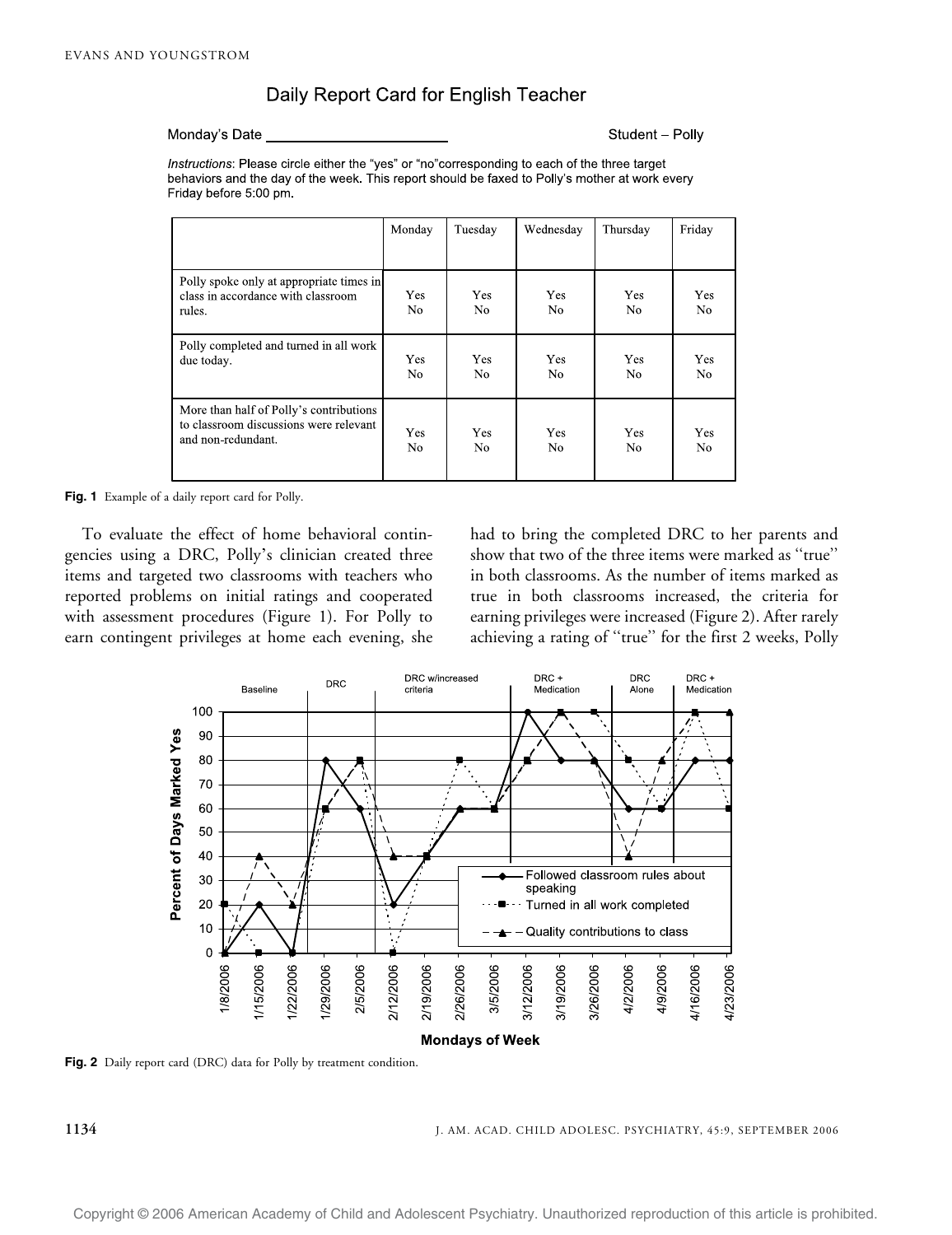## Daily Report Card for English Teacher

Monday's Date ______________________ Student – Polly

*Instructions*: Please circle either the "yes" or "no"corresponding to each of the three target behaviors and the day of the week. This report should be faxed to Polly's mother at work every Friday before 5:00 pm.

| | Monday | Tuesday | Wednesday | Thursday | Friday |
|---|---|---|---|---|---|
| Polly spoke only at appropriate times in class in accordance with classroom rules. | Yes No | Yes No | Yes No | Yes No | Yes No |
| Polly completed and turned in all work due today. | Yes No | Yes No | Yes No | Yes No | Yes No |
| More than half of Polly's contributions to classroom discussions were relevant and non-redundant. | Yes No | Yes No | Yes No | Yes No | Yes No |

**Fig. 1** Example of a daily report card for Polly.

To evaluate the effect of home behavioral contingencies using a DRC, Polly's clinician created three items and targeted two classrooms with teachers who reported problems on initial ratings and cooperated with assessment procedures (Figure 1). For Polly to earn contingent privileges at home each evening, she had to bring the completed DRC to her parents and show that two of the three items were marked as "true" in both classrooms. As the number of items marked as true in both classrooms increased, the criteria for earning privileges were increased (Figure 2). After rarely achieving a rating of "true" for the first 2 weeks, Polly

**Fig. 2** Daily report card (DRC) data for Polly by treatment condition.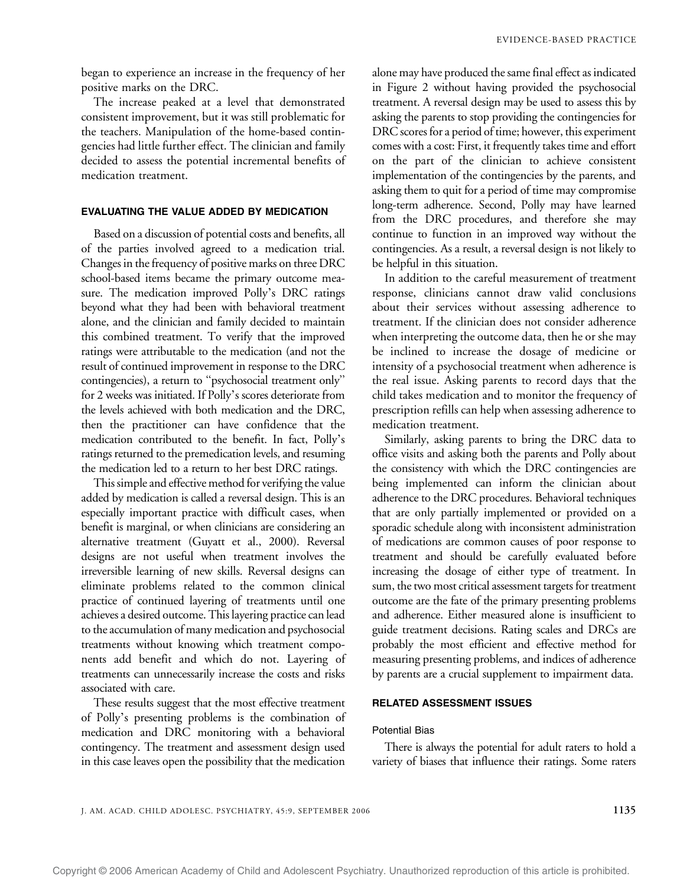began to experience an increase in the frequency of her positive marks on the DRC.

The increase peaked at a level that demonstrated consistent improvement, but it was still problematic for the teachers. Manipulation of the home-based contingencies had little further effect. The clinician and family decided to assess the potential incremental benefits of medication treatment.

### EVALUATING THE VALUE ADDED BY MEDICATION

Based on a discussion of potential costs and benefits, all of the parties involved agreed to a medication trial. Changes in the frequency of positive marks on three DRC school-based items became the primary outcome measure. The medication improved Polly's DRC ratings beyond what they had been with behavioral treatment alone, and the clinician and family decided to maintain this combined treatment. To verify that the improved ratings were attributable to the medication (and not the result of continued improvement in response to the DRC contingencies), a return to "psychosocial treatment only" for 2 weeks was initiated. If Polly's scores deteriorate from the levels achieved with both medication and the DRC, then the practitioner can have confidence that the medication contributed to the benefit. In fact, Polly's ratings returned to the premedication levels, and resuming the medication led to a return to her best DRC ratings.

This simple and effective method for verifying the value added by medication is called a reversal design. This is an especially important practice with difficult cases, when benefit is marginal, or when clinicians are considering an alternative treatment (Guyatt et al., 2000). Reversal designs are not useful when treatment involves the irreversible learning of new skills. Reversal designs can eliminate problems related to the common clinical practice of continued layering of treatments until one achieves a desired outcome. This layering practice can lead to the accumulation of many medication and psychosocial treatments without knowing which treatment components add benefit and which do not. Layering of treatments can unnecessarily increase the costs and risks associated with care.

These results suggest that the most effective treatment of Polly's presenting problems is the combination of medication and DRC monitoring with a behavioral contingency. The treatment and assessment design used in this case leaves open the possibility that the medication alone may have produced the same final effect as indicated in Figure 2 without having provided the psychosocial treatment. A reversal design may be used to assess this by asking the parents to stop providing the contingencies for DRC scores for a period of time; however, this experiment comes with a cost: First, it frequently takes time and effort on the part of the clinician to achieve consistent implementation of the contingencies by the parents, and asking them to quit for a period of time may compromise long-term adherence. Second, Polly may have learned from the DRC procedures, and therefore she may continue to function in an improved way without the contingencies. As a result, a reversal design is not likely to be helpful in this situation.

In addition to the careful measurement of treatment response, clinicians cannot draw valid conclusions about their services without assessing adherence to treatment. If the clinician does not consider adherence when interpreting the outcome data, then he or she may be inclined to increase the dosage of medicine or intensity of a psychosocial treatment when adherence is the real issue. Asking parents to record days that the child takes medication and to monitor the frequency of prescription refills can help when assessing adherence to medication treatment.

Similarly, asking parents to bring the DRC data to office visits and asking both the parents and Polly about the consistency with which the DRC contingencies are being implemented can inform the clinician about adherence to the DRC procedures. Behavioral techniques that are only partially implemented or provided on a sporadic schedule along with inconsistent administration of medications are common causes of poor response to treatment and should be carefully evaluated before increasing the dosage of either type of treatment. In sum, the two most critical assessment targets for treatment outcome are the fate of the primary presenting problems and adherence. Either measured alone is insufficient to guide treatment decisions. Rating scales and DRCs are probably the most efficient and effective method for measuring presenting problems, and indices of adherence by parents are a crucial supplement to impairment data.

### RELATED ASSESSMENT ISSUES

#### Potential Bias

There is always the potential for adult raters to hold a variety of biases that influence their ratings. Some raters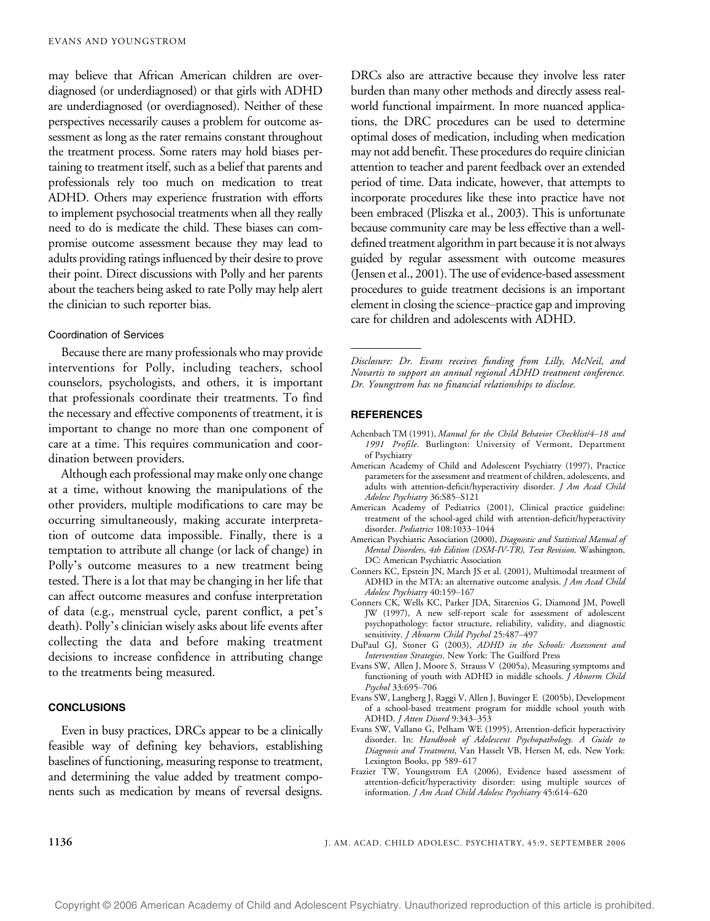may believe that African American children are overdiagnosed (or underdiagnosed) or that girls with ADHD are underdiagnosed (or overdiagnosed). Neither of these perspectives necessarily causes a problem for outcome assessment as long as the rater remains constant throughout the treatment process. Some raters may hold biases pertaining to treatment itself, such as a belief that parents and professionals rely too much on medication to treat ADHD. Others may experience frustration with efforts to implement psychosocial treatments when all they really need to do is medicate the child. These biases can compromise outcome assessment because they may lead to adults providing ratings influenced by their desire to prove their point. Direct discussions with Polly and her parents about the teachers being asked to rate Polly may help alert the clinician to such reporter bias.

### Coordination of Services

Because there are many professionals who may provide interventions for Polly, including teachers, school counselors, psychologists, and others, it is important that professionals coordinate their treatments. To find the necessary and effective components of treatment, it is important to change no more than one component of care at a time. This requires communication and coordination between providers.

Although each professional may make only one change at a time, without knowing the manipulations of the other providers, multiple modifications to care may be occurring simultaneously, making accurate interpretation of outcome data impossible. Finally, there is a temptation to attribute all change (or lack of change) in Polly's outcome measures to a new treatment being tested. There is a lot that may be changing in her life that can affect outcome measures and confuse interpretation of data (e.g., menstrual cycle, parent conflict, a pet's death). Polly's clinician wisely asks about life events after collecting the data and before making treatment decisions to increase confidence in attributing change to the treatments being measured.

## CONCLUSIONS

Even in busy practices, DRCs appear to be a clinically feasible way of defining key behaviors, establishing baselines of functioning, measuring response to treatment, and determining the value added by treatment components such as medication by means of reversal designs. DRCs also are attractive because they involve less rater burden than many other methods and directly assess real-world functional impairment. In more nuanced applications, the DRC procedures can be used to determine optimal doses of medication, including when medication may not add benefit. These procedures do require clinician attention to teacher and parent feedback over an extended period of time. Data indicate, however, that attempts to incorporate procedures like these into practice have not been embraced (Pliszka et al., 2003). This is unfortunate because community care may be less effective than a well-defined treatment algorithm in part because it is not always guided by regular assessment with outcome measures (Jensen et al., 2001). The use of evidence-based assessment procedures to guide treatment decisions is an important element in closing the science–practice gap and improving care for children and adolescents with ADHD.

---

*Disclosure: Dr. Evans receives funding from Lilly, McNeil, and Novartis to support an annual regional ADHD treatment conference. Dr. Youngstrom has no financial relationships to disclose.*

## REFERENCES

Achenbach TM (1991), *Manual for the Child Behavior Checklist/4–18 and 1991 Profile*. Burlington: University of Vermont, Department of Psychiatry

American Academy of Child and Adolescent Psychiatry (1997), Practice parameters for the assessment and treatment of children, adolescents, and adults with attention-deficit/hyperactivity disorder. *J Am Acad Child Adolesc Psychiatry* 36:S85–S121

American Academy of Pediatrics (2001), Clinical practice guideline: treatment of the school-aged child with attention-deficit/hyperactivity disorder. *Pediatrics* 108:1033–1044

American Psychiatric Association (2000), *Diagnostic and Statistical Manual of Mental Disorders, 4th Edition (DSM-IV-TR), Text Revision*. Washington, DC: American Psychiatric Association

Conners KC, Epstein JN, March JS et al. (2001), Multimodal treatment of ADHD in the MTA: an alternative outcome analysis. *J Am Acad Child Adolesc Psychiatry* 40:159–167

Conners CK, Wells KC, Parker JDA, Sitarenios G, Diamond JM, Powell JW (1997), A new self-report scale for assessment of adolescent psychopathology: factor structure, reliability, validity, and diagnostic sensitivity. *J Abnorm Child Psychol* 25:487–497

DuPaul GJ, Stoner G (2003), *ADHD in the Schools: Assessment and Intervention Strategies*. New York: The Guilford Press

Evans SW, Allen J, Moore S, Strauss V (2005a), Measuring symptoms and functioning of youth with ADHD in middle schools. *J Abnorm Child Psychol* 33:695–706

Evans SW, Langberg J, Raggi V, Allen J, Buvinger E (2005b), Development of a school-based treatment program for middle school youth with ADHD. *J Atten Disord* 9:343–353

Evans SW, Vallano G, Pelham WE (1995), Attention-deficit hyperactivity disorder. In: *Handbook of Adolescent Psychopathology. A Guide to Diagnosis and Treatment*, Van Hasselt VB, Hersen M, eds. New York: Lexington Books, pp 589–617

Frazier TW, Youngstrom EA (2006), Evidence based assessment of attention-deficit/hyperactivity disorder: using multiple sources of information. *J Am Acad Child Adolesc Psychiatry* 45:614–620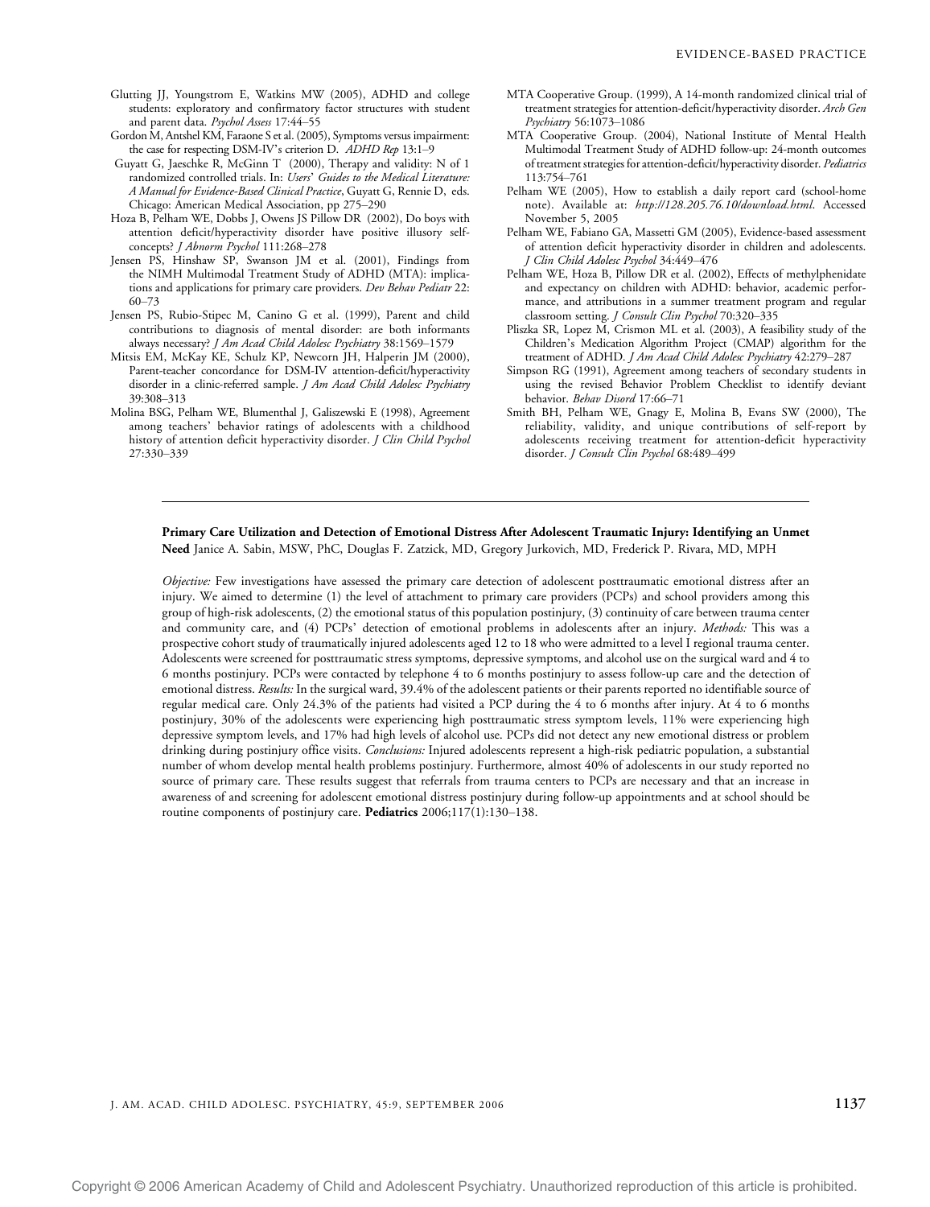Glutting JJ, Youngstrom E, Watkins MW (2005), ADHD and college students: exploratory and confirmatory factor structures with student and parent data. *Psychol Assess* 17:44–55

Gordon M, Antshel KM, Faraone S et al. (2005), Symptoms versus impairment: the case for respecting DSM-IV's criterion D. *ADHD Rep* 13:1–9

Guyatt G, Jaeschke R, McGinn T (2000), Therapy and validity: N of 1 randomized controlled trials. In: *Users' Guides to the Medical Literature: A Manual for Evidence-Based Clinical Practice*, Guyatt G, Rennie D, eds. Chicago: American Medical Association, pp 275–290

Hoza B, Pelham WE, Dobbs J, Owens JS Pillow DR (2002), Do boys with attention deficit/hyperactivity disorder have positive illusory self-concepts? *J Abnorm Psychol* 111:268–278

Jensen PS, Hinshaw SP, Swanson JM et al. (2001), Findings from the NIMH Multimodal Treatment Study of ADHD (MTA): implications and applications for primary care providers. *Dev Behav Pediatr* 22: 60–73

Jensen PS, Rubio-Stipec M, Canino G et al. (1999), Parent and child contributions to diagnosis of mental disorder: are both informants always necessary? *J Am Acad Child Adolesc Psychiatry* 38:1569–1579

Mitsis EM, McKay KE, Schulz KP, Newcorn JH, Halperin JM (2000), Parent-teacher concordance for DSM-IV attention-deficit/hyperactivity disorder in a clinic-referred sample. *J Am Acad Child Adolesc Psychiatry* 39:308–313

Molina BSG, Pelham WE, Blumenthal J, Galiszewski E (1998), Agreement among teachers' behavior ratings of adolescents with a childhood history of attention deficit hyperactivity disorder. *J Clin Child Psychol* 27:330–339

MTA Cooperative Group. (1999), A 14-month randomized clinical trial of treatment strategies for attention-deficit/hyperactivity disorder. *Arch Gen Psychiatry* 56:1073–1086

MTA Cooperative Group. (2004), National Institute of Mental Health Multimodal Treatment Study of ADHD follow-up: 24-month outcomes of treatment strategies for attention-deficit/hyperactivity disorder. *Pediatrics* 113:754–761

Pelham WE (2005), How to establish a daily report card (school-home note). Available at: *http://128.205.76.10/download.html*. Accessed November 5, 2005

Pelham WE, Fabiano GA, Massetti GM (2005), Evidence-based assessment of attention deficit hyperactivity disorder in children and adolescents. *J Clin Child Adolesc Psychol* 34:449–476

Pelham WE, Hoza B, Pillow DR et al. (2002), Effects of methylphenidate and expectancy on children with ADHD: behavior, academic performance, and attributions in a summer treatment program and regular classroom setting. *J Consult Clin Psychol* 70:320–335

Pliszka SR, Lopez M, Crismon ML et al. (2003), A feasibility study of the Children's Medication Algorithm Project (CMAP) algorithm for the treatment of ADHD. *J Am Acad Child Adolesc Psychiatry* 42:279–287

Simpson RG (1991), Agreement among teachers of secondary students in using the revised Behavior Problem Checklist to identify deviant behavior. *Behav Disord* 17:66–71

Smith BH, Pelham WE, Gnagy E, Molina B, Evans SW (2000), The reliability, validity, and unique contributions of self-report by adolescents receiving treatment for attention-deficit hyperactivity disorder. *J Consult Clin Psychol* 68:489–499

---

**Primary Care Utilization and Detection of Emotional Distress After Adolescent Traumatic Injury: Identifying an Unmet Need** Janice A. Sabin, MSW, PhC, Douglas F. Zatzick, MD, Gregory Jurkovich, MD, Frederick P. Rivara, MD, MPH

*Objective:* Few investigations have assessed the primary care detection of adolescent posttraumatic emotional distress after an injury. We aimed to determine (1) the level of attachment to primary care providers (PCPs) and school providers among this group of high-risk adolescents, (2) the emotional status of this population postinjury, (3) continuity of care between trauma center and community care, and (4) PCPs' detection of emotional problems in adolescents after an injury. *Methods:* This was a prospective cohort study of traumatically injured adolescents aged 12 to 18 who were admitted to a level I regional trauma center. Adolescents were screened for posttraumatic stress symptoms, depressive symptoms, and alcohol use on the surgical ward and 4 to 6 months postinjury. PCPs were contacted by telephone 4 to 6 months postinjury to assess follow-up care and the detection of emotional distress. *Results:* In the surgical ward, 39.4% of the adolescent patients or their parents reported no identifiable source of regular medical care. Only 24.3% of the patients had visited a PCP during the 4 to 6 months after injury. At 4 to 6 months postinjury, 30% of the adolescents were experiencing high posttraumatic stress symptom levels, 11% were experiencing high depressive symptom levels, and 17% had high levels of alcohol use. PCPs did not detect any new emotional distress or problem drinking during postinjury office visits. *Conclusions:* Injured adolescents represent a high-risk pediatric population, a substantial number of whom develop mental health problems postinjury. Furthermore, almost 40% of adolescents in our study reported no source of primary care. These results suggest that referrals from trauma centers to PCPs are necessary and that an increase in awareness of and screening for adolescent emotional distress postinjury during follow-up appointments and at school should be routine components of postinjury care. **Pediatrics** 2006;117(1):130–138.